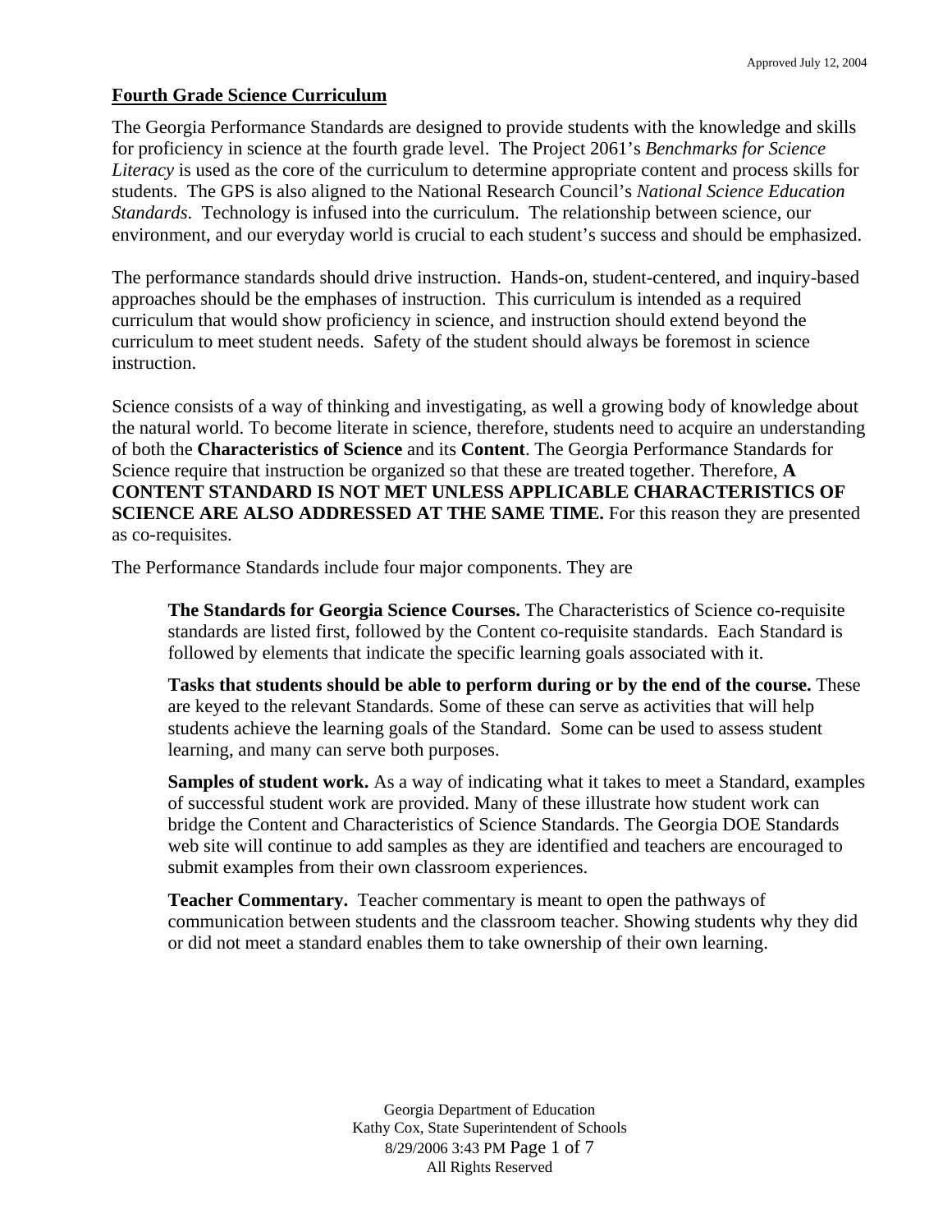## Fourth Grade Science Curriculum

The Georgia Performance Standards are designed to provide students with the knowledge and skills for proficiency in science at the fourth grade level. The Project 2061's *Benchmarks for Science Literacy* is used as the core of the curriculum to determine appropriate content and process skills for students. The GPS is also aligned to the National Research Council's *National Science Education Standards*. Technology is infused into the curriculum. The relationship between science, our environment, and our everyday world is crucial to each student's success and should be emphasized.

The performance standards should drive instruction. Hands-on, student-centered, and inquiry-based approaches should be the emphases of instruction. This curriculum is intended as a required curriculum that would show proficiency in science, and instruction should extend beyond the curriculum to meet student needs. Safety of the student should always be foremost in science instruction.

Science consists of a way of thinking and investigating, as well a growing body of knowledge about the natural world. To become literate in science, therefore, students need to acquire an understanding of both the **Characteristics of Science** and its **Content**. The Georgia Performance Standards for Science require that instruction be organized so that these are treated together. Therefore, **A CONTENT STANDARD IS NOT MET UNLESS APPLICABLE CHARACTERISTICS OF SCIENCE ARE ALSO ADDRESSED AT THE SAME TIME.** For this reason they are presented as co-requisites.

The Performance Standards include four major components. They are

> **The Standards for Georgia Science Courses.** The Characteristics of Science co-requisite standards are listed first, followed by the Content co-requisite standards. Each Standard is followed by elements that indicate the specific learning goals associated with it.
>
> **Tasks that students should be able to perform during or by the end of the course.** These are keyed to the relevant Standards. Some of these can serve as activities that will help students achieve the learning goals of the Standard. Some can be used to assess student learning, and many can serve both purposes.
>
> **Samples of student work.** As a way of indicating what it takes to meet a Standard, examples of successful student work are provided. Many of these illustrate how student work can bridge the Content and Characteristics of Science Standards. The Georgia DOE Standards web site will continue to add samples as they are identified and teachers are encouraged to submit examples from their own classroom experiences.
>
> **Teacher Commentary.** Teacher commentary is meant to open the pathways of communication between students and the classroom teacher. Showing students why they did or did not meet a standard enables them to take ownership of their own learning.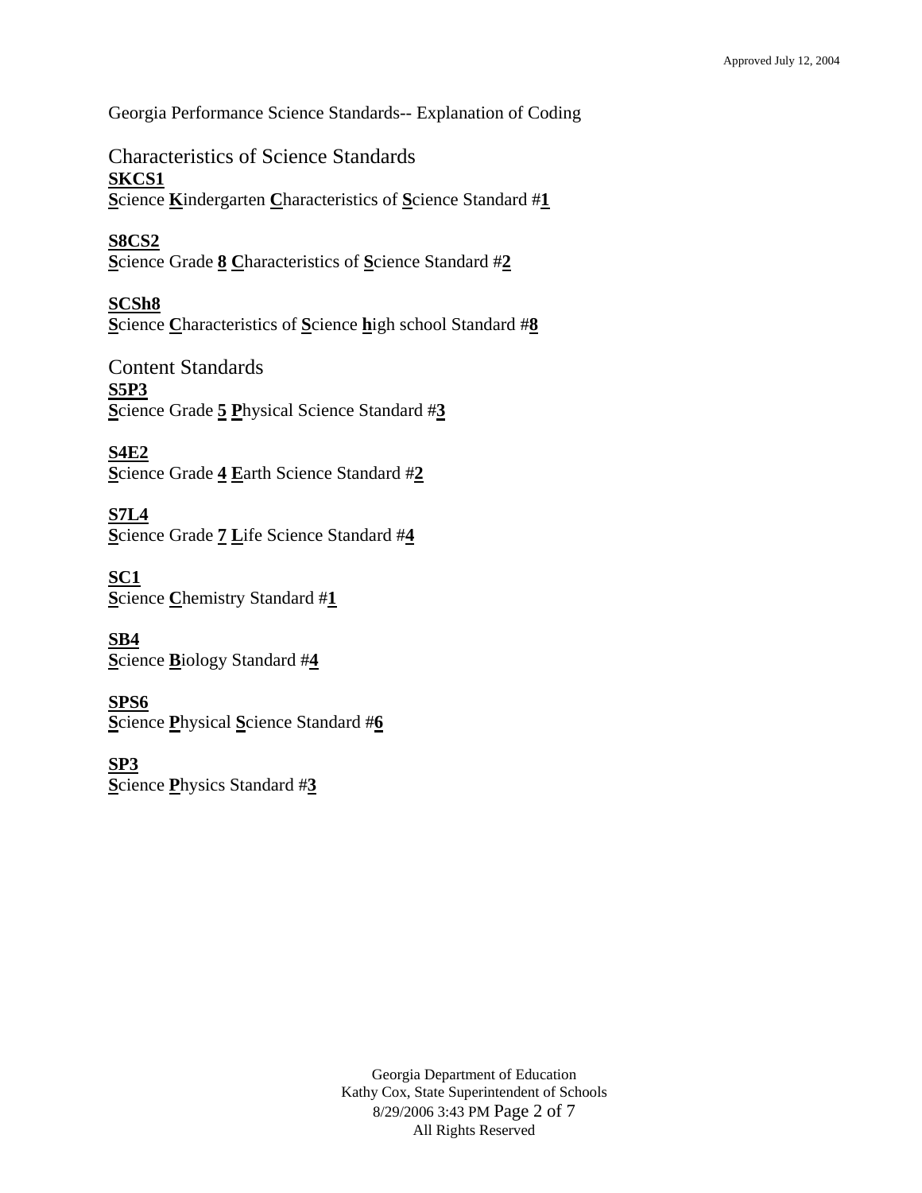Georgia Performance Science Standards-- Explanation of Coding

## Characteristics of Science Standards

**SKCS1**
**S**cience **K**indergarten **C**haracteristics of **S**cience Standard #**1**

**S8CS2**
**S**cience Grade **8** **C**haracteristics of **S**cience Standard #**2**

**SCSh8**
**S**cience **C**haracteristics of **S**cience **h**igh school Standard #**8**

## Content Standards

**S5P3**
**S**cience Grade **5** **P**hysical Science Standard #**3**

**S4E2**
**S**cience Grade **4** **E**arth Science Standard #**2**

**S7L4**
**S**cience Grade **7** **L**ife Science Standard #**4**

**SC1**
**S**cience **C**hemistry Standard #**1**

**SB4**
**S**cience **B**iology Standard #**4**

**SPS6**
**S**cience **P**hysical **S**cience Standard #**6**

**SP3**
**S**cience **P**hysics Standard #**3**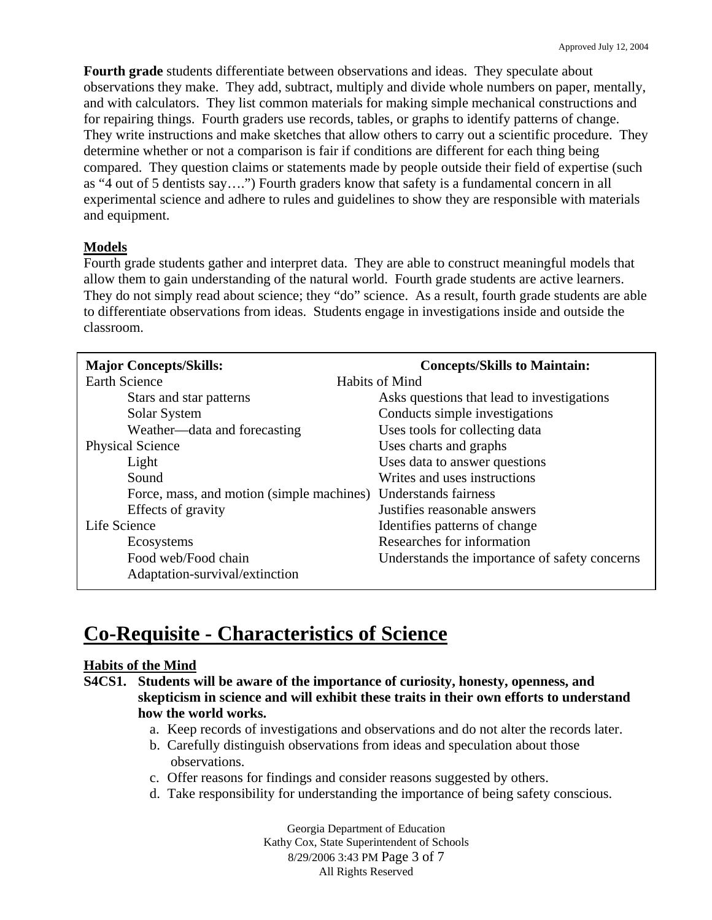**Fourth grade** students differentiate between observations and ideas. They speculate about observations they make. They add, subtract, multiply and divide whole numbers on paper, mentally, and with calculators. They list common materials for making simple mechanical constructions and for repairing things. Fourth graders use records, tables, or graphs to identify patterns of change. They write instructions and make sketches that allow others to carry out a scientific procedure. They determine whether or not a comparison is fair if conditions are different for each thing being compared. They question claims or statements made by people outside their field of expertise (such as "4 out of 5 dentists say….") Fourth graders know that safety is a fundamental concern in all experimental science and adhere to rules and guidelines to show they are responsible with materials and equipment.

**Models**

Fourth grade students gather and interpret data. They are able to construct meaningful models that allow them to gain understanding of the natural world. Fourth grade students are active learners. They do not simply read about science; they "do" science. As a result, fourth grade students are able to differentiate observations from ideas. Students engage in investigations inside and outside the classroom.

| **Major Concepts/Skills:** | **Concepts/Skills to Maintain:** |
|---|---|
| Earth Science | Habits of Mind |
| Stars and star patterns | Asks questions that lead to investigations |
| Solar System | Conducts simple investigations |
| Weather—data and forecasting | Uses tools for collecting data |
| Physical Science | Uses charts and graphs |
| Light | Uses data to answer questions |
| Sound | Writes and uses instructions |
| Force, mass, and motion (simple machines) | Understands fairness |
| Effects of gravity | Justifies reasonable answers |
| Life Science | Identifies patterns of change |
| Ecosystems | Researches for information |
| Food web/Food chain | Understands the importance of safety concerns |
| Adaptation-survival/extinction | |

# Co-Requisite - Characteristics of Science

**Habits of the Mind**

**S4CS1. Students will be aware of the importance of curiosity, honesty, openness, and skepticism in science and will exhibit these traits in their own efforts to understand how the world works.**

a. Keep records of investigations and observations and do not alter the records later.
b. Carefully distinguish observations from ideas and speculation about those observations.
c. Offer reasons for findings and consider reasons suggested by others.
d. Take responsibility for understanding the importance of being safety conscious.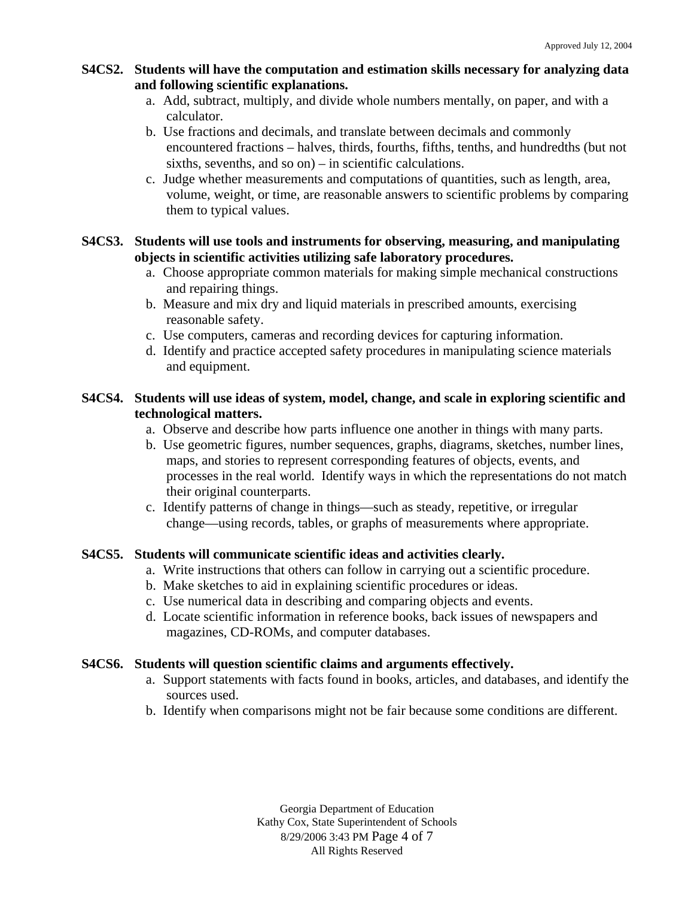**S4CS2. Students will have the computation and estimation skills necessary for analyzing data and following scientific explanations.**

a. Add, subtract, multiply, and divide whole numbers mentally, on paper, and with a calculator.
b. Use fractions and decimals, and translate between decimals and commonly encountered fractions – halves, thirds, fourths, fifths, tenths, and hundredths (but not sixths, sevenths, and so on) – in scientific calculations.
c. Judge whether measurements and computations of quantities, such as length, area, volume, weight, or time, are reasonable answers to scientific problems by comparing them to typical values.

**S4CS3. Students will use tools and instruments for observing, measuring, and manipulating objects in scientific activities utilizing safe laboratory procedures.**

a. Choose appropriate common materials for making simple mechanical constructions and repairing things.
b. Measure and mix dry and liquid materials in prescribed amounts, exercising reasonable safety.
c. Use computers, cameras and recording devices for capturing information.
d. Identify and practice accepted safety procedures in manipulating science materials and equipment.

**S4CS4. Students will use ideas of system, model, change, and scale in exploring scientific and technological matters.**

a. Observe and describe how parts influence one another in things with many parts.
b. Use geometric figures, number sequences, graphs, diagrams, sketches, number lines, maps, and stories to represent corresponding features of objects, events, and processes in the real world. Identify ways in which the representations do not match their original counterparts.
c. Identify patterns of change in things—such as steady, repetitive, or irregular change—using records, tables, or graphs of measurements where appropriate.

**S4CS5. Students will communicate scientific ideas and activities clearly.**

a. Write instructions that others can follow in carrying out a scientific procedure.
b. Make sketches to aid in explaining scientific procedures or ideas.
c. Use numerical data in describing and comparing objects and events.
d. Locate scientific information in reference books, back issues of newspapers and magazines, CD-ROMs, and computer databases.

**S4CS6. Students will question scientific claims and arguments effectively.**

a. Support statements with facts found in books, articles, and databases, and identify the sources used.
b. Identify when comparisons might not be fair because some conditions are different.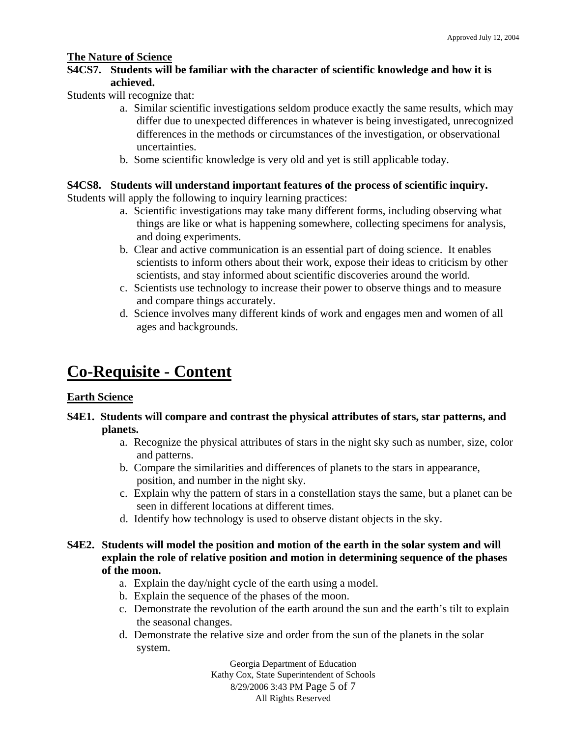### The Nature of Science

**S4CS7. Students will be familiar with the character of scientific knowledge and how it is achieved.**

Students will recognize that:

a. Similar scientific investigations seldom produce exactly the same results, which may differ due to unexpected differences in whatever is being investigated, unrecognized differences in the methods or circumstances of the investigation, or observational uncertainties.
b. Some scientific knowledge is very old and yet is still applicable today.

**S4CS8. Students will understand important features of the process of scientific inquiry.**

Students will apply the following to inquiry learning practices:

a. Scientific investigations may take many different forms, including observing what things are like or what is happening somewhere, collecting specimens for analysis, and doing experiments.
b. Clear and active communication is an essential part of doing science. It enables scientists to inform others about their work, expose their ideas to criticism by other scientists, and stay informed about scientific discoveries around the world.
c. Scientists use technology to increase their power to observe things and to measure and compare things accurately.
d. Science involves many different kinds of work and engages men and women of all ages and backgrounds.

# Co-Requisite - Content

### Earth Science

**S4E1. Students will compare and contrast the physical attributes of stars, star patterns, and planets.**

a. Recognize the physical attributes of stars in the night sky such as number, size, color and patterns.
b. Compare the similarities and differences of planets to the stars in appearance, position, and number in the night sky.
c. Explain why the pattern of stars in a constellation stays the same, but a planet can be seen in different locations at different times.
d. Identify how technology is used to observe distant objects in the sky.

**S4E2. Students will model the position and motion of the earth in the solar system and will explain the role of relative position and motion in determining sequence of the phases of the moon.**

a. Explain the day/night cycle of the earth using a model.
b. Explain the sequence of the phases of the moon.
c. Demonstrate the revolution of the earth around the sun and the earth's tilt to explain the seasonal changes.
d. Demonstrate the relative size and order from the sun of the planets in the solar system.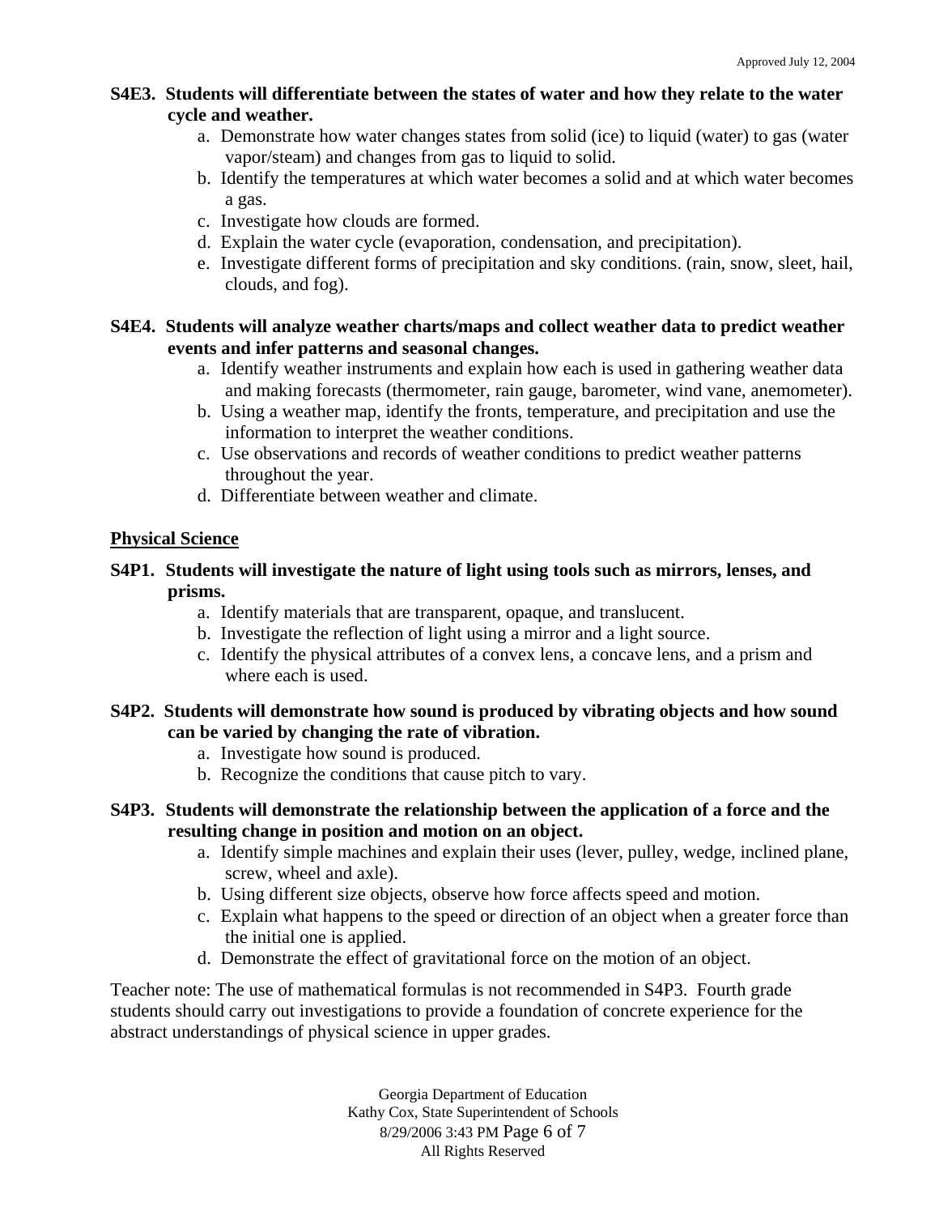**S4E3. Students will differentiate between the states of water and how they relate to the water cycle and weather.**

a. Demonstrate how water changes states from solid (ice) to liquid (water) to gas (water vapor/steam) and changes from gas to liquid to solid.
b. Identify the temperatures at which water becomes a solid and at which water becomes a gas.
c. Investigate how clouds are formed.
d. Explain the water cycle (evaporation, condensation, and precipitation).
e. Investigate different forms of precipitation and sky conditions. (rain, snow, sleet, hail, clouds, and fog).

**S4E4. Students will analyze weather charts/maps and collect weather data to predict weather events and infer patterns and seasonal changes.**

a. Identify weather instruments and explain how each is used in gathering weather data and making forecasts (thermometer, rain gauge, barometer, wind vane, anemometer).
b. Using a weather map, identify the fronts, temperature, and precipitation and use the information to interpret the weather conditions.
c. Use observations and records of weather conditions to predict weather patterns throughout the year.
d. Differentiate between weather and climate.

## Physical Science

**S4P1. Students will investigate the nature of light using tools such as mirrors, lenses, and prisms.**

a. Identify materials that are transparent, opaque, and translucent.
b. Investigate the reflection of light using a mirror and a light source.
c. Identify the physical attributes of a convex lens, a concave lens, and a prism and where each is used.

**S4P2. Students will demonstrate how sound is produced by vibrating objects and how sound can be varied by changing the rate of vibration.**

a. Investigate how sound is produced.
b. Recognize the conditions that cause pitch to vary.

**S4P3. Students will demonstrate the relationship between the application of a force and the resulting change in position and motion on an object.**

a. Identify simple machines and explain their uses (lever, pulley, wedge, inclined plane, screw, wheel and axle).
b. Using different size objects, observe how force affects speed and motion.
c. Explain what happens to the speed or direction of an object when a greater force than the initial one is applied.
d. Demonstrate the effect of gravitational force on the motion of an object.

Teacher note: The use of mathematical formulas is not recommended in S4P3. Fourth grade students should carry out investigations to provide a foundation of concrete experience for the abstract understandings of physical science in upper grades.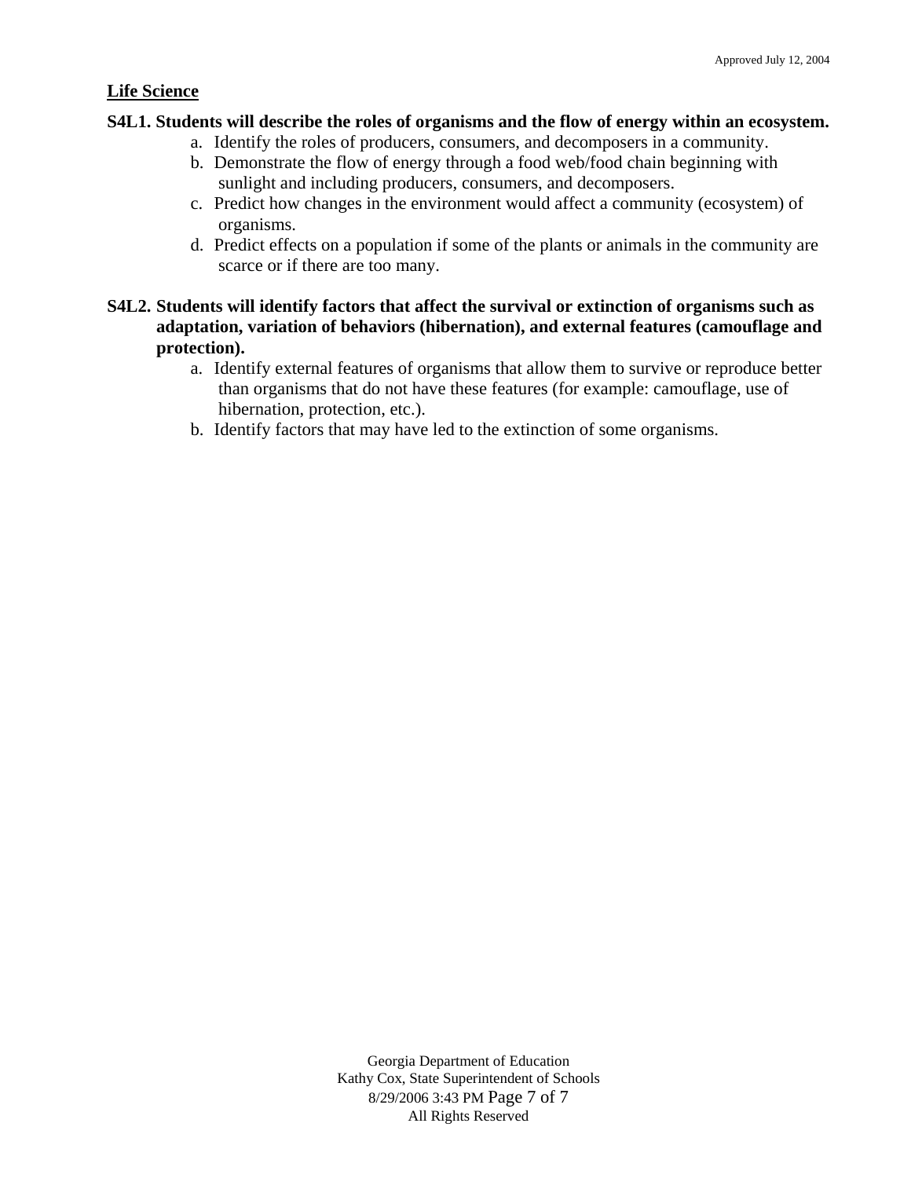## Life Science

**S4L1. Students will describe the roles of organisms and the flow of energy within an ecosystem.**

a. Identify the roles of producers, consumers, and decomposers in a community.
b. Demonstrate the flow of energy through a food web/food chain beginning with sunlight and including producers, consumers, and decomposers.
c. Predict how changes in the environment would affect a community (ecosystem) of organisms.
d. Predict effects on a population if some of the plants or animals in the community are scarce or if there are too many.

**S4L2. Students will identify factors that affect the survival or extinction of organisms such as adaptation, variation of behaviors (hibernation), and external features (camouflage and protection).**

a. Identify external features of organisms that allow them to survive or reproduce better than organisms that do not have these features (for example: camouflage, use of hibernation, protection, etc.).
b. Identify factors that may have led to the extinction of some organisms.